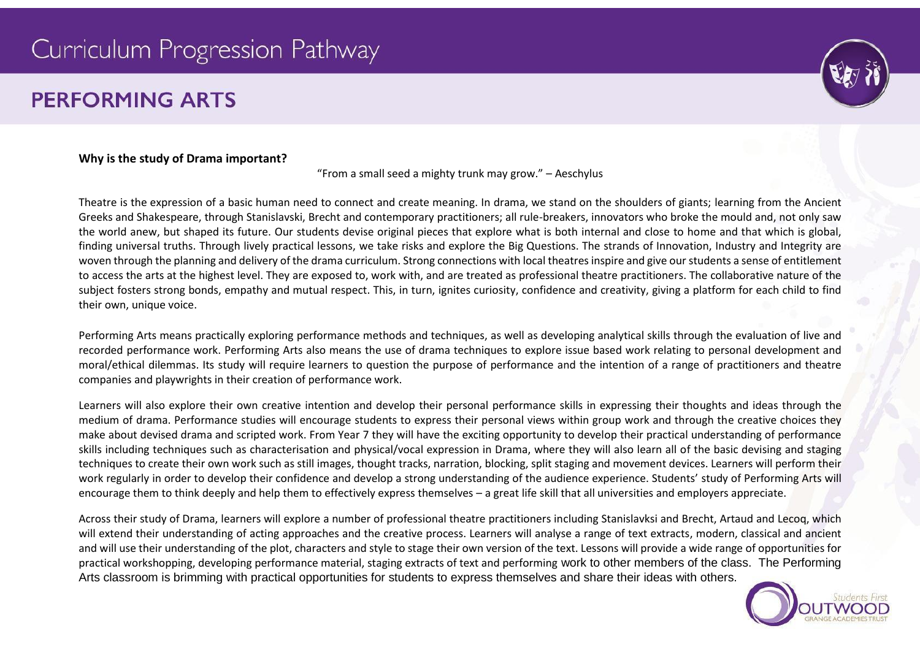# Curriculum Progression Pathway

## PERFORMING ARTS

**Why is the study of Drama important?**

"From a small seed a mighty trunk may grow." – Aeschylus

Theatre is the expression of a basic human need to connect and create meaning. In drama, we stand on the shoulders of giants; learning from the Ancient Greeks and Shakespeare, through Stanislavski, Brecht and contemporary practitioners; all rule-breakers, innovators who broke the mould and, not only saw the world anew, but shaped its future. Our students devise original pieces that explore what is both internal and close to home and that which is global, finding universal truths. Through lively practical lessons, we take risks and explore the Big Questions. The strands of Innovation, Industry and Integrity are woven through the planning and delivery of the drama curriculum. Strong connections with local theatres inspire and give our students a sense of entitlement to access the arts at the highest level. They are exposed to, work with, and are treated as professional theatre practitioners. The collaborative nature of the subject fosters strong bonds, empathy and mutual respect. This, in turn, ignites curiosity, confidence and creativity, giving a platform for each child to find their own, unique voice.

Performing Arts means practically exploring performance methods and techniques, as well as developing analytical skills through the evaluation of live and recorded performance work. Performing Arts also means the use of drama techniques to explore issue based work relating to personal development and moral/ethical dilemmas. Its study will require learners to question the purpose of performance and the intention of a range of practitioners and theatre companies and playwrights in their creation of performance work.

Learners will also explore their own creative intention and develop their personal performance skills in expressing their thoughts and ideas through the medium of drama. Performance studies will encourage students to express their personal views within group work and through the creative choices they make about devised drama and scripted work. From Year 7 they will have the exciting opportunity to develop their practical understanding of performance skills including techniques such as characterisation and physical/vocal expression in Drama, where they will also learn all of the basic devising and staging techniques to create their own work such as still images, thought tracks, narration, blocking, split staging and movement devices. Learners will perform their work regularly in order to develop their confidence and develop a strong understanding of the audience experience. Students' study of Performing Arts will encourage them to think deeply and help them to effectively express themselves – a great life skill that all universities and employers appreciate.

Across their study of Drama, learners will explore a number of professional theatre practitioners including Stanislavksi and Brecht, Artaud and Lecoq, which will extend their understanding of acting approaches and the creative process. Learners will analyse a range of text extracts, modern, classical and ancient and will use their understanding of the plot, characters and style to stage their own version of the text. Lessons will provide a wide range of opportunities for practical workshopping, developing performance material, staging extracts of text and performing work to other members of the class. The Performing Arts classroom is brimming with practical opportunities for students to express themselves and share their ideas with others.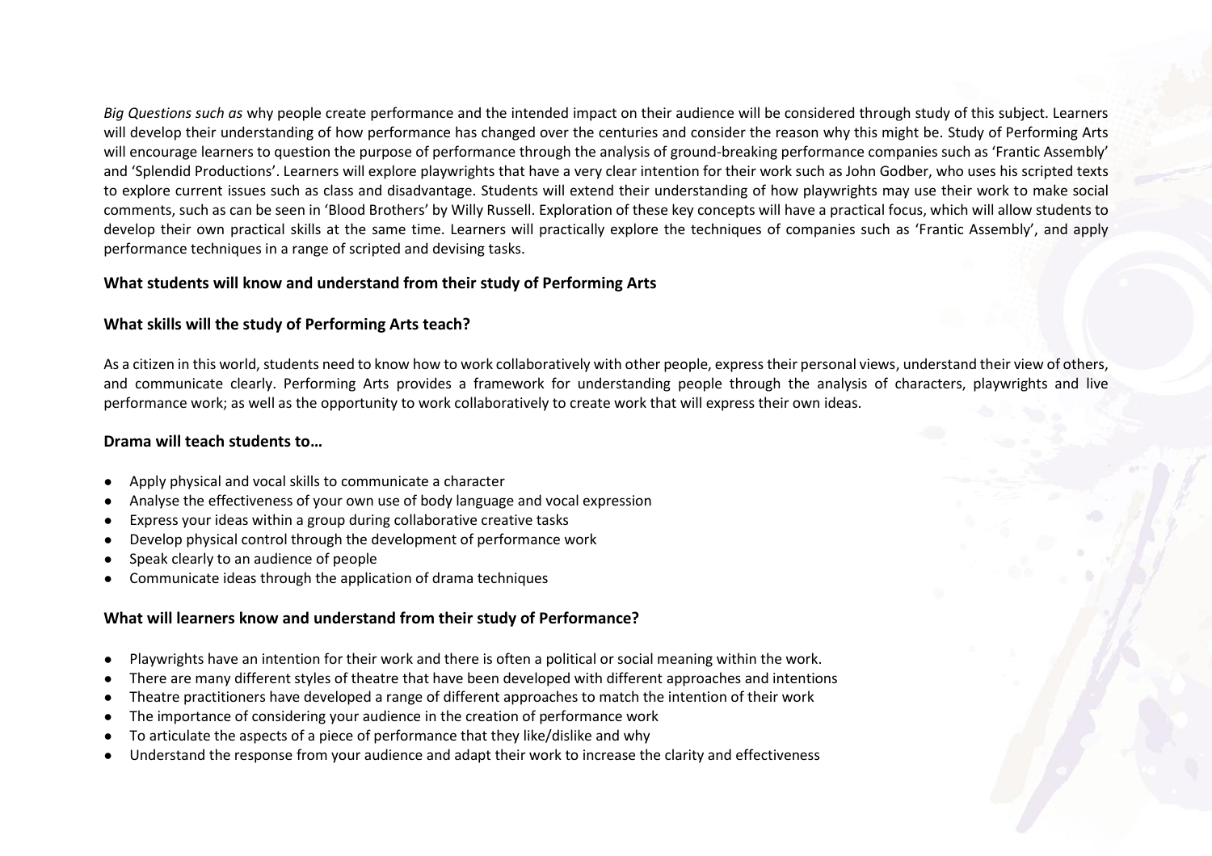*Big Questions such as* why people create performance and the intended impact on their audience will be considered through study of this subject. Learners will develop their understanding of how performance has changed over the centuries and consider the reason why this might be. Study of Performing Arts will encourage learners to question the purpose of performance through the analysis of ground-breaking performance companies such as 'Frantic Assembly' and 'Splendid Productions'. Learners will explore playwrights that have a very clear intention for their work such as John Godber, who uses his scripted texts to explore current issues such as class and disadvantage. Students will extend their understanding of how playwrights may use their work to make social comments, such as can be seen in 'Blood Brothers' by Willy Russell. Exploration of these key concepts will have a practical focus, which will allow students to develop their own practical skills at the same time. Learners will practically explore the techniques of companies such as 'Frantic Assembly', and apply performance techniques in a range of scripted and devising tasks.

**What students will know and understand from their study of Performing Arts**

**What skills will the study of Performing Arts teach?**

As a citizen in this world, students need to know how to work collaboratively with other people, express their personal views, understand their view of others, and communicate clearly. Performing Arts provides a framework for understanding people through the analysis of characters, playwrights and live performance work; as well as the opportunity to work collaboratively to create work that will express their own ideas.

**Drama will teach students to…**

- Apply physical and vocal skills to communicate a character
- Analyse the effectiveness of your own use of body language and vocal expression
- Express your ideas within a group during collaborative creative tasks
- Develop physical control through the development of performance work
- Speak clearly to an audience of people
- Communicate ideas through the application of drama techniques

**What will learners know and understand from their study of Performance?**

- Playwrights have an intention for their work and there is often a political or social meaning within the work.
- There are many different styles of theatre that have been developed with different approaches and intentions
- Theatre practitioners have developed a range of different approaches to match the intention of their work
- The importance of considering your audience in the creation of performance work
- To articulate the aspects of a piece of performance that they like/dislike and why
- Understand the response from your audience and adapt their work to increase the clarity and effectiveness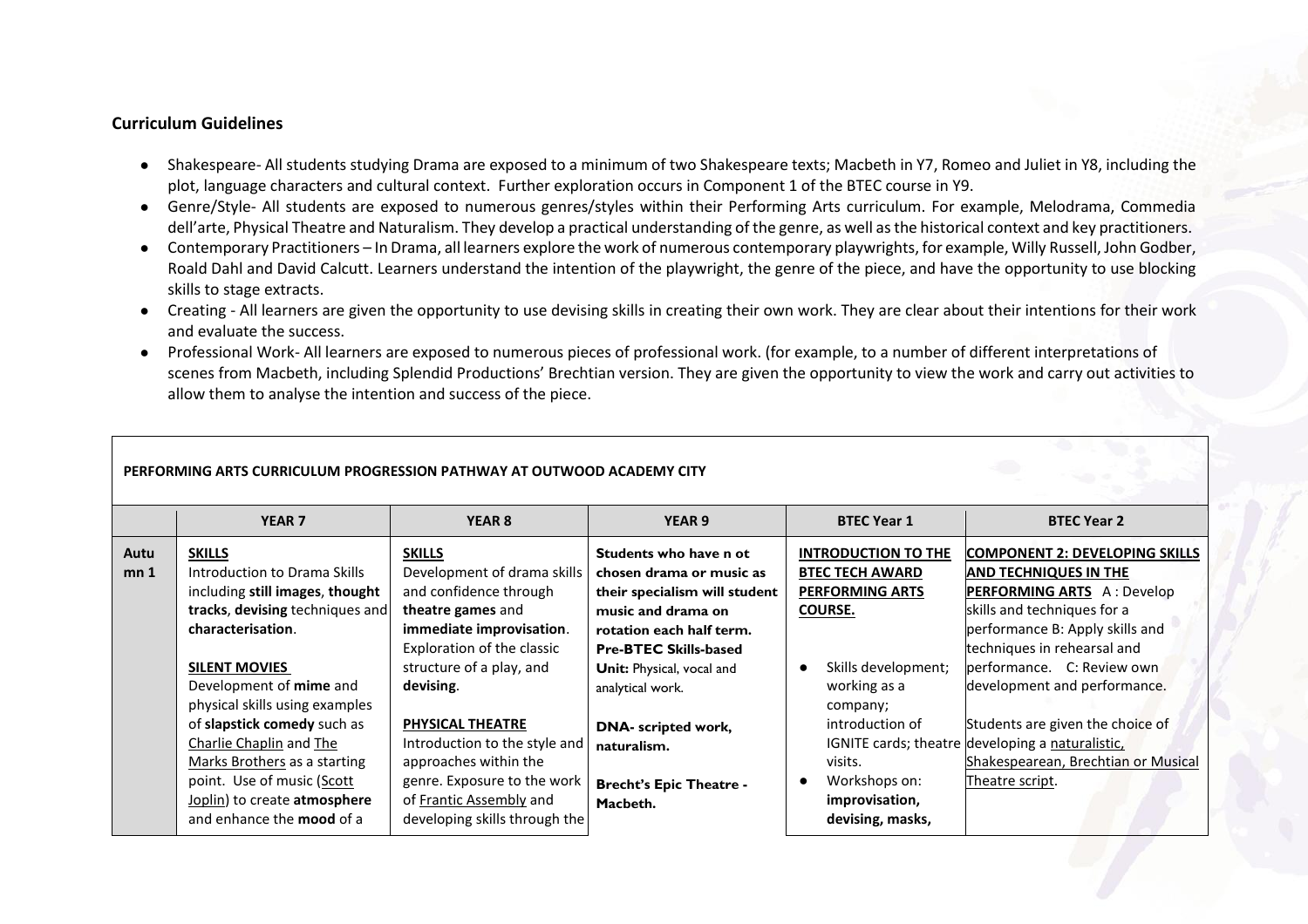### Curriculum Guidelines

- Shakespeare- All students studying Drama are exposed to a minimum of two Shakespeare texts; Macbeth in Y7, Romeo and Juliet in Y8, including the plot, language characters and cultural context. Further exploration occurs in Component 1 of the BTEC course in Y9.
- Genre/Style- All students are exposed to numerous genres/styles within their Performing Arts curriculum. For example, Melodrama, Commedia dell'arte, Physical Theatre and Naturalism. They develop a practical understanding of the genre, as well as the historical context and key practitioners.
- Contemporary Practitioners – In Drama, all learners explore the work of numerous contemporary playwrights, for example, Willy Russell, John Godber, Roald Dahl and David Calcutt. Learners understand the intention of the playwright, the genre of the piece, and have the opportunity to use blocking skills to stage extracts.
- Creating - All learners are given the opportunity to use devising skills in creating their own work. They are clear about their intentions for their work and evaluate the success.
- Professional Work- All learners are exposed to numerous pieces of professional work. (for example, to a number of different interpretations of scenes from Macbeth, including Splendid Productions' Brechtian version. They are given the opportunity to view the work and carry out activities to allow them to analyse the intention and success of the piece.

**PERFORMING ARTS CURRICULUM PROGRESSION PATHWAY AT OUTWOOD ACADEMY CITY**

| | YEAR 7 | YEAR 8 | YEAR 9 | BTEC Year 1 | BTEC Year 2 |
|---|---|---|---|---|---|
| Autumn 1 | **SKILLS**<br>Introduction to Drama Skills including **still images**, **thought tracks**, **devising** techniques and **characterisation**.<br><br>**SILENT MOVIES**<br>Development of **mime** and physical skills using examples of **slapstick comedy** such as Charlie Chaplin and The Marks Brothers as a starting point. Use of music (Scott Joplin) to create **atmosphere** and enhance the **mood** of a | **SKILLS**<br>Development of drama skills and confidence through **theatre games** and **immediate improvisation**. Exploration of the classic structure of a play, and **devising**.<br><br>**PHYSICAL THEATRE**<br>Introduction to the style and approaches within the genre. Exposure to the work of Frantic Assembly and developing skills through the | **Students who have n ot chosen drama or music as their specialism will student music and drama on rotation each half term.**<br>**Pre-BTEC Skills-based Unit:** Physical, vocal and analytical work.<br><br>**DNA- scripted work, naturalism.**<br><br>**Brecht's Epic Theatre - Macbeth.** | **INTRODUCTION TO THE BTEC TECH AWARD PERFORMING ARTS COURSE.**<br><br>- Skills development; working as a company; introduction of IGNITE cards; theatre visits.<br>- Workshops on: **improvisation, devising, masks,** | **COMPONENT 2: DEVELOPING SKILLS AND TECHNIQUES IN THE PERFORMING ARTS** A : Develop skills and techniques for a performance B: Apply skills and techniques in rehearsal and performance. C: Review own development and performance.<br><br>Students are given the choice of developing a naturalistic, Shakespearean, Brechtian or Musical Theatre script. |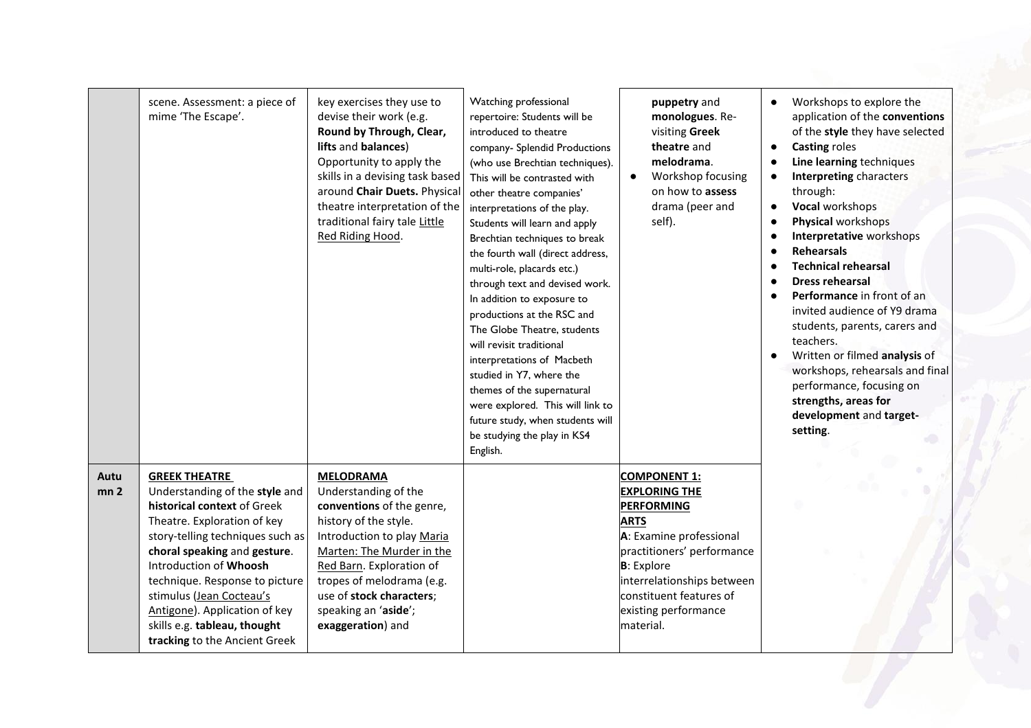| | | | | | |
|---|---|---|---|---|---|
| | scene. Assessment: a piece of mime 'The Escape'. | key exercises they use to devise their work (e.g. **Round by Through, Clear, lifts** and **balances**) Opportunity to apply the skills in a devising task based around **Chair Duets.** Physical theatre interpretation of the traditional fairy tale Little Red Riding Hood. | Watching professional repertoire: Students will be introduced to theatre company- Splendid Productions (who use Brechtian techniques). This will be contrasted with other theatre companies' interpretations of the play. Students will learn and apply Brechtian techniques to break the fourth wall (direct address, multi-role, placards etc.) through text and devised work. In addition to exposure to productions at the RSC and The Globe Theatre, students will revisit traditional interpretations of Macbeth studied in Y7, where the themes of the supernatural were explored. This will link to future study, when students will be studying the play in KS4 English. | **puppetry** and **monologues**. Re-visiting **Greek theatre** and **melodrama**.<br>• Workshop focusing on how to **assess** drama (peer and self). | • Workshops to explore the application of the **conventions** of the **style** they have selected<br>• **Casting** roles<br>• **Line learning** techniques<br>• **Interpreting** characters through:<br>• **Vocal** workshops<br>• **Physical** workshops<br>• **Interpretative** workshops<br>• **Rehearsals**<br>• **Technical rehearsal**<br>• **Dress rehearsal**<br>• **Performance** in front of an invited audience of Y9 drama students, parents, carers and teachers.<br>• Written or filmed **analysis** of workshops, rehearsals and final performance, focusing on **strengths, areas for development** and **target-setting**. |
| **Autumn 2** | **GREEK THEATRE**<br>Understanding of the **style** and **historical context** of Greek Theatre. Exploration of key story-telling techniques such as **choral speaking** and **gesture**. Introduction of **Whoosh** technique. Response to picture stimulus (Jean Cocteau's Antigone). Application of key skills e.g. **tableau, thought tracking** to the Ancient Greek | **MELODRAMA**<br>Understanding of the **conventions** of the genre, history of the style. Introduction to play Maria Marten: The Murder in the Red Barn. Exploration of tropes of melodrama (e.g. use of **stock characters**; speaking an '**aside**'; **exaggeration**) and | | **COMPONENT 1: EXPLORING THE PERFORMING ARTS**<br>**A**: Examine professional practitioners' performance<br>**B**: Explore interrelationships between constituent features of existing performance material. | |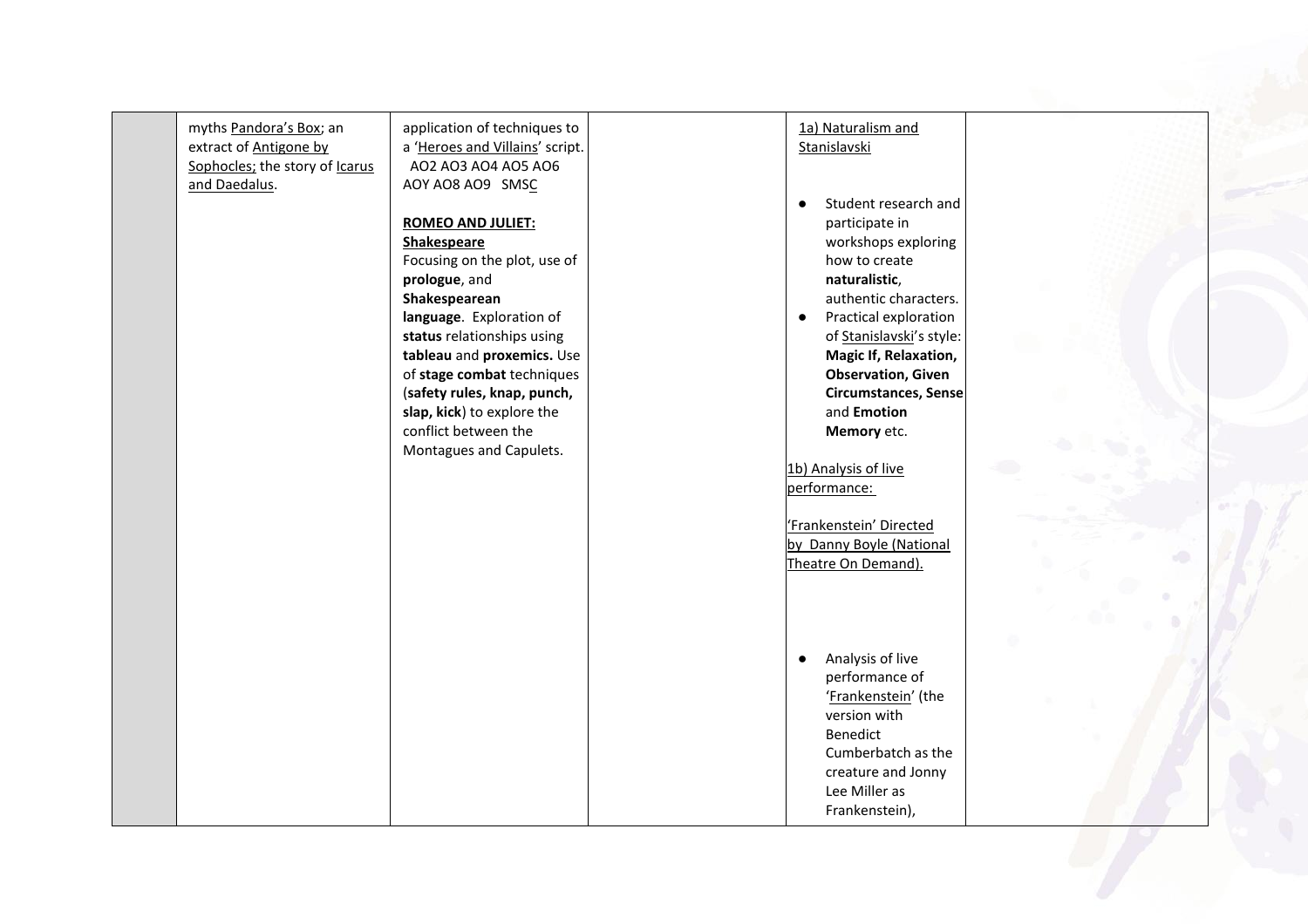|  | myths Pandora's Box; an extract of Antigone by Sophocles; the story of Icarus and Daedalus. | application of techniques to a 'Heroes and Villains' script. AO2 AO3 AO4 AO5 AO6 AOY AO8 AO9 SMSC<br><br>**ROMEO AND JULIET: Shakespeare**<br>Focusing on the plot, use of **prologue**, and **Shakespearean language**. Exploration of **status** relationships using **tableau** and **proxemics.** Use of **stage combat** techniques (**safety rules, knap, punch, slap, kick**) to explore the conflict between the Montagues and Capulets. |  | 1a) Naturalism and Stanislavski<br><br>● Student research and participate in workshops exploring how to create **naturalistic**, authentic characters.<br>● Practical exploration of Stanislavski's style: **Magic If, Relaxation, Observation, Given Circumstances, Sense** and **Emotion Memory** etc.<br><br>1b) Analysis of live performance:<br><br>'Frankenstein' Directed by Danny Boyle (National Theatre On Demand).<br><br>● Analysis of live performance of 'Frankenstein' (the version with Benedict Cumberbatch as the creature and Jonny Lee Miller as Frankenstein), |  |
|---|---|---|---|---|---|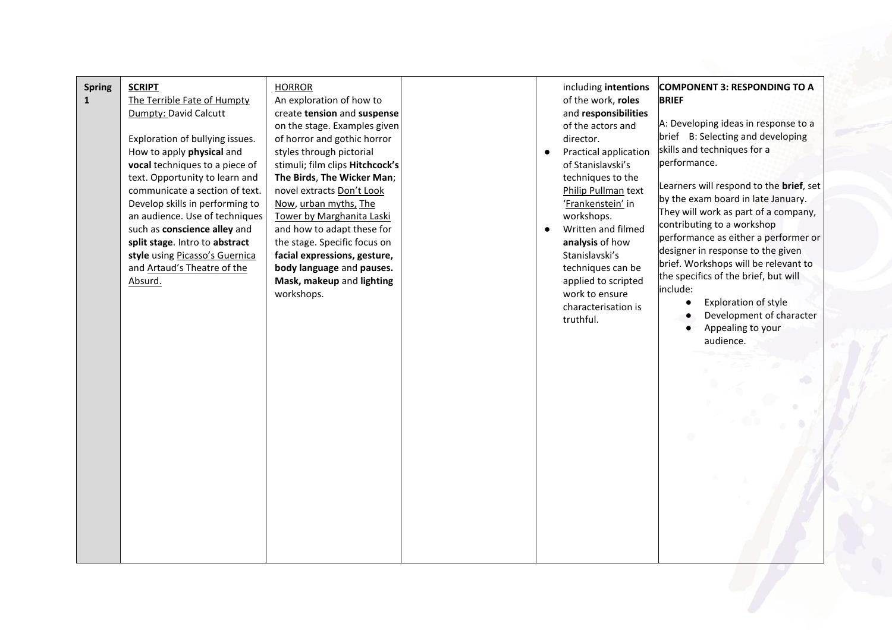| | | | | | | |
|---|---|---|---|---|---|---|
| **Spring 1** | **SCRIPT**<br>The Terrible Fate of Humpty Dumpty: David Calcutt<br><br>Exploration of bullying issues. How to apply **physical** and **vocal** techniques to a piece of text. Opportunity to learn and communicate a section of text. Develop skills in performing to an audience. Use of techniques such as **conscience alley** and **split stage**. Intro to **abstract style** using Picasso's Guernica and Artaud's Theatre of the Absurd. | HORROR<br>An exploration of how to create **tension** and **suspense** on the stage. Examples given of horror and gothic horror styles through pictorial stimuli; film clips **Hitchcock's The Birds**, **The Wicker Man**; novel extracts Don't Look Now, urban myths, The Tower by Marghanita Laski and how to adapt these for the stage. Specific focus on **facial expressions, gesture, body language** and **pauses. Mask, makeup** and **lighting** workshops. | | including **intentions** of the work, **roles** and **responsibilities** of the actors and director.<br>● Practical application of Stanislavski's techniques to the Philip Pullman text 'Frankenstein' in workshops.<br>● Written and filmed **analysis** of how Stanislavski's techniques can be applied to scripted work to ensure characterisation is truthful. | **COMPONENT 3: RESPONDING TO A BRIEF**<br><br>A: Developing ideas in response to a brief B: Selecting and developing skills and techniques for a performance.<br><br>Learners will respond to the **brief**, set by the exam board in late January. They will work as part of a company, contributing to a workshop performance as either a performer or designer in response to the given brief. Workshops will be relevant to the specifics of the brief, but will include:<br>● Exploration of style<br>● Development of character<br>● Appealing to your audience. |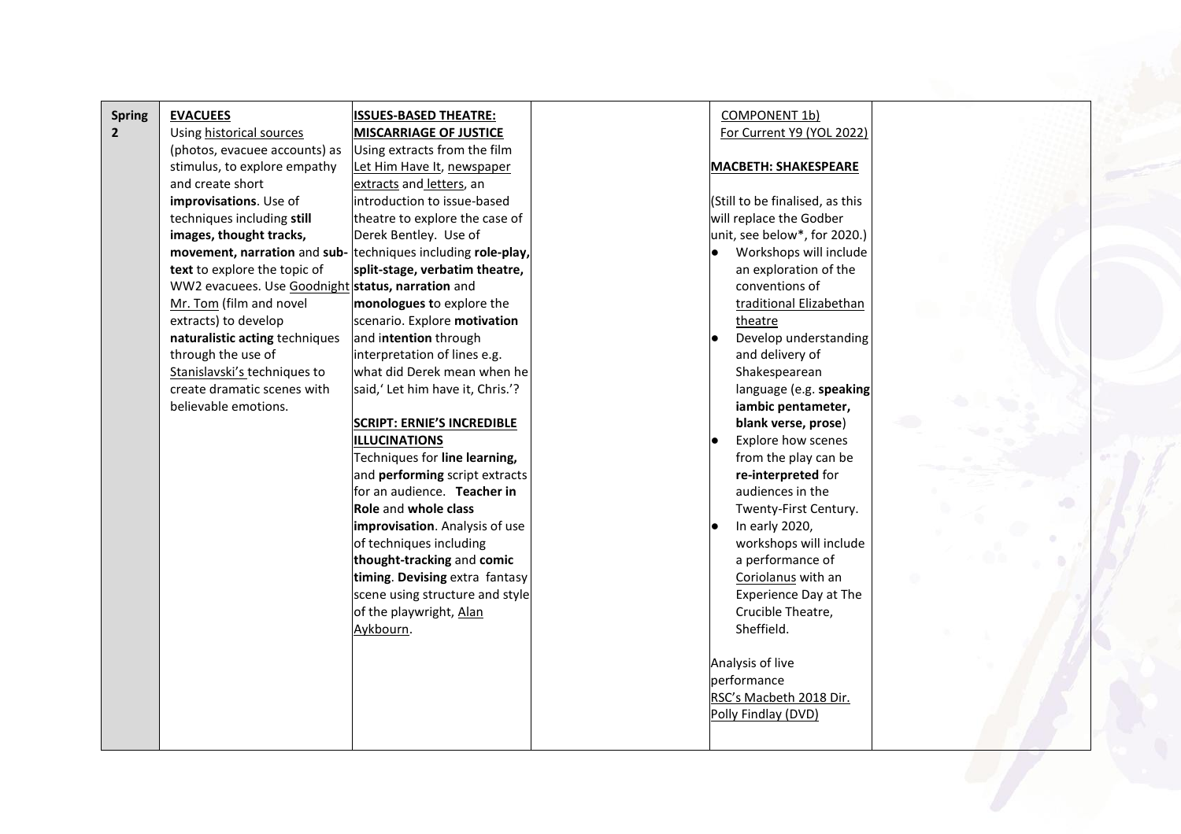| Spring 2 | **EVACUEES**<br>Using historical sources (photos, evacuee accounts) as stimulus, to explore empathy and create short **improvisations**. Use of techniques including **still images, thought tracks, movement, narration** and **sub-text** to explore the topic of WW2 evacuees. Use Goodnight Mr. Tom (film and novel extracts) to develop **naturalistic acting** techniques through the use of Stanislavski's techniques to create dramatic scenes with believable emotions. | **ISSUES-BASED THEATRE: MISCARRIAGE OF JUSTICE**<br>Using extracts from the film Let Him Have It, newspaper extracts and letters, an introduction to issue-based theatre to explore the case of Derek Bentley. Use of techniques including **role-play, split-stage, verbatim theatre, status, narration** and **monologues t**o explore the scenario. Explore **motivation** and i**ntention** through interpretation of lines e.g. what did Derek mean when he said,' Let him have it, Chris.'?<br><br>**SCRIPT: ERNIE'S INCREDIBLE ILLUCINATIONS**<br>Techniques for **line learning,** and **performing** script extracts for an audience. **Teacher in Role** and **whole class improvisation**. Analysis of use of techniques including **thought-tracking** and **comic timing**. **Devising** extra fantasy scene using structure and style of the playwright, Alan Aykbourn. | | COMPONENT 1b)<br>For Current Y9 (YOL 2022)<br><br>**MACBETH: SHAKESPEARE**<br><br>(Still to be finalised, as this will replace the Godber unit, see below*, for 2020.)<br>• Workshops will include an exploration of the conventions of traditional Elizabethan theatre<br>• Develop understanding and delivery of Shakespearean language (e.g. **speaking iambic pentameter, blank verse, prose**)<br>• Explore how scenes from the play can be **re-interpreted** for audiences in the Twenty-First Century.<br>• In early 2020, workshops will include a performance of Coriolanus with an Experience Day at The Crucible Theatre, Sheffield.<br><br>Analysis of live performance<br>RSC's Macbeth 2018 Dir. Polly Findlay (DVD) | |
|---|---|---|---|---|---|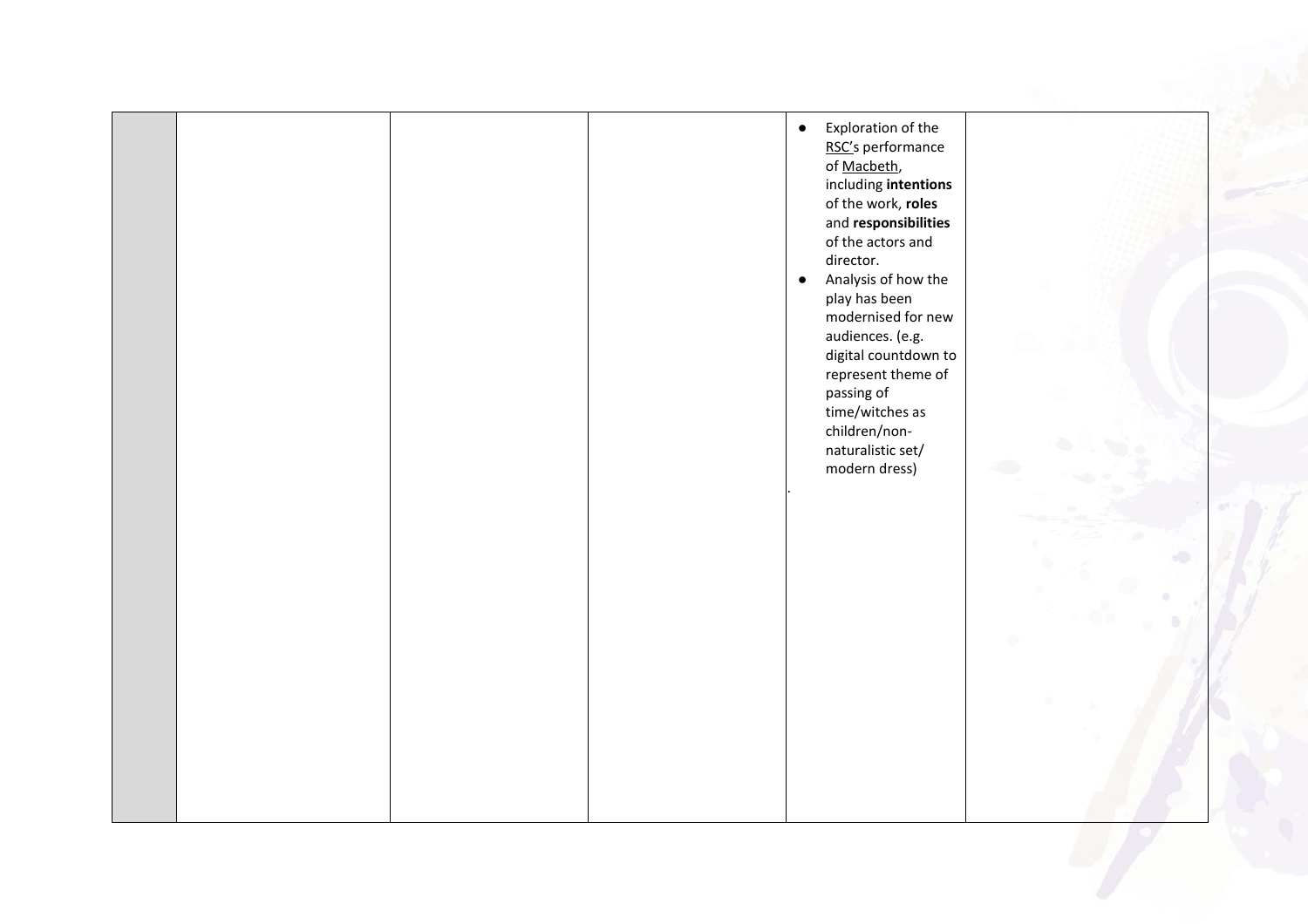|  |  |  |  | <ul><li>Exploration of the RSC's performance of Macbeth, including **intentions** of the work, **roles** and **responsibilities** of the actors and director.</li><li>Analysis of how the play has been modernised for new audiences. (e.g. digital countdown to represent theme of passing of time/witches as children/non-naturalistic set/ modern dress)</li></ul>. |  |
|---|---|---|---|---|---|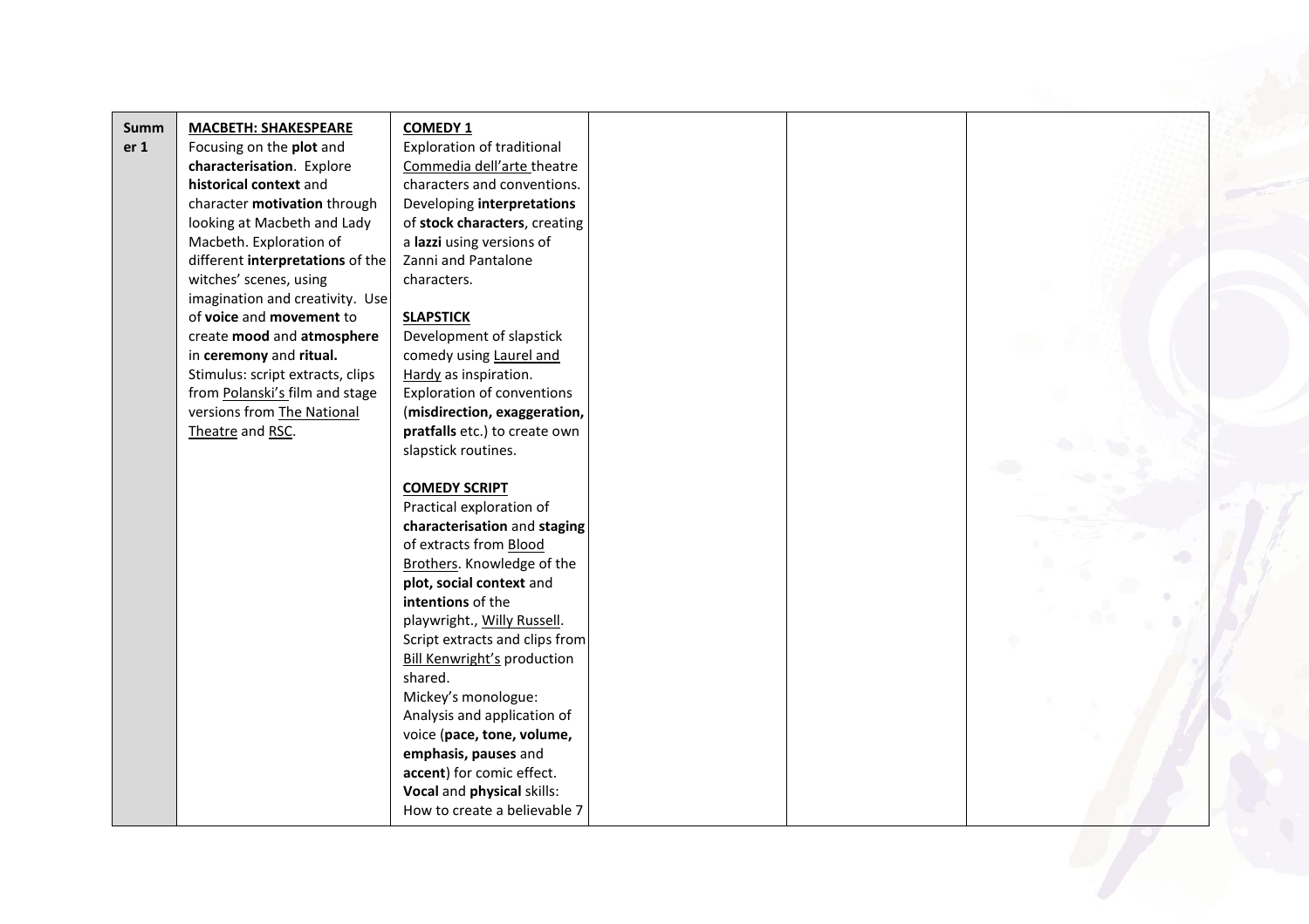| Summer 1 | **MACBETH: SHAKESPEARE**<br>Focusing on the **plot** and **characterisation**. Explore **historical context** and character **motivation** through looking at Macbeth and Lady Macbeth. Exploration of different **interpretations** of the witches' scenes, using imagination and creativity. Use of **voice** and **movement** to create **mood** and **atmosphere** in **ceremony** and **ritual.**<br>Stimulus: script extracts, clips from Polanski's film and stage versions from The National Theatre and RSC. | **COMEDY 1**<br>Exploration of traditional Commedia dell'arte theatre characters and conventions. Developing **interpretations** of **stock characters**, creating a **lazzi** using versions of Zanni and Pantalone characters.<br><br>**SLAPSTICK**<br>Development of slapstick comedy using Laurel and Hardy as inspiration. Exploration of conventions (**misdirection, exaggeration, pratfalls** etc.) to create own slapstick routines.<br><br>**COMEDY SCRIPT**<br>Practical exploration of **characterisation** and **staging** of extracts from Blood Brothers. Knowledge of the **plot, social context** and **intentions** of the playwright., Willy Russell. Script extracts and clips from Bill Kenwright's production shared.<br>Mickey's monologue: Analysis and application of voice (**pace, tone, volume, emphasis, pauses** and **accent**) for comic effect.<br>**Vocal** and **physical** skills: How to create a believable 7 | | | |
|---|---|---|---|---|---|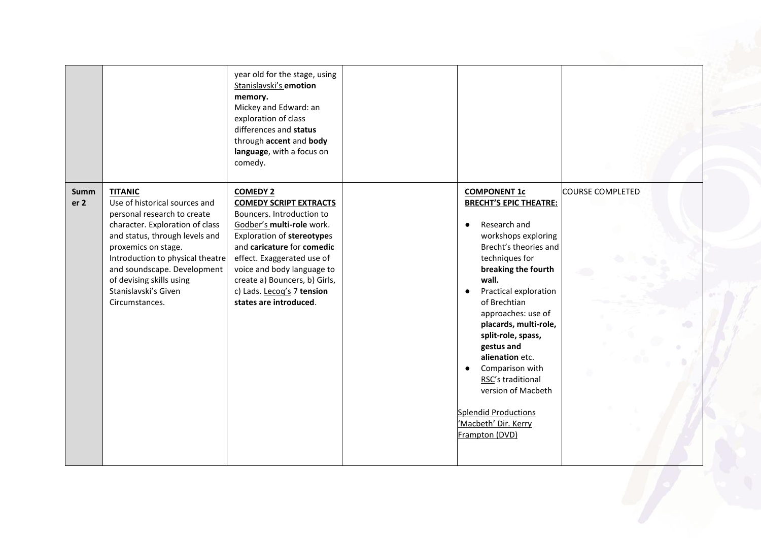|  |  |  |  |  |  |
|---|---|---|---|---|---|
|  |  | year old for the stage, using Stanislavski's **emotion memory.**<br>Mickey and Edward: an exploration of class differences and **status** through **accent** and **body language**, with a focus on comedy. |  |  |  |
| **Summer 2** | **TITANIC**<br>Use of historical sources and personal research to create character. Exploration of class and status, through levels and proxemics on stage. Introduction to physical theatre and soundscape. Development of devising skills using Stanislavski's Given Circumstances. | **COMEDY 2**<br>**COMEDY SCRIPT EXTRACTS**<br>Bouncers. Introduction to Godber's **multi-role** work. Exploration of **stereotype**s and **caricature** for **comedic** effect. Exaggerated use of voice and body language to create a) Bouncers, b) Girls, c) Lads. Lecoq's 7 **tension states are introduced**. |  | **COMPONENT 1c**<br>**BRECHT'S EPIC THEATRE:**<br>• Research and workshops exploring Brecht's theories and techniques for **breaking the fourth wall.**<br>• Practical exploration of Brechtian approaches: use of **placards, multi-role, split-role, spass, gestus and alienation** etc.<br>• Comparison with RSC's traditional version of Macbeth<br><br>Splendid Productions 'Macbeth' Dir. Kerry Frampton (DVD) | COURSE COMPLETED |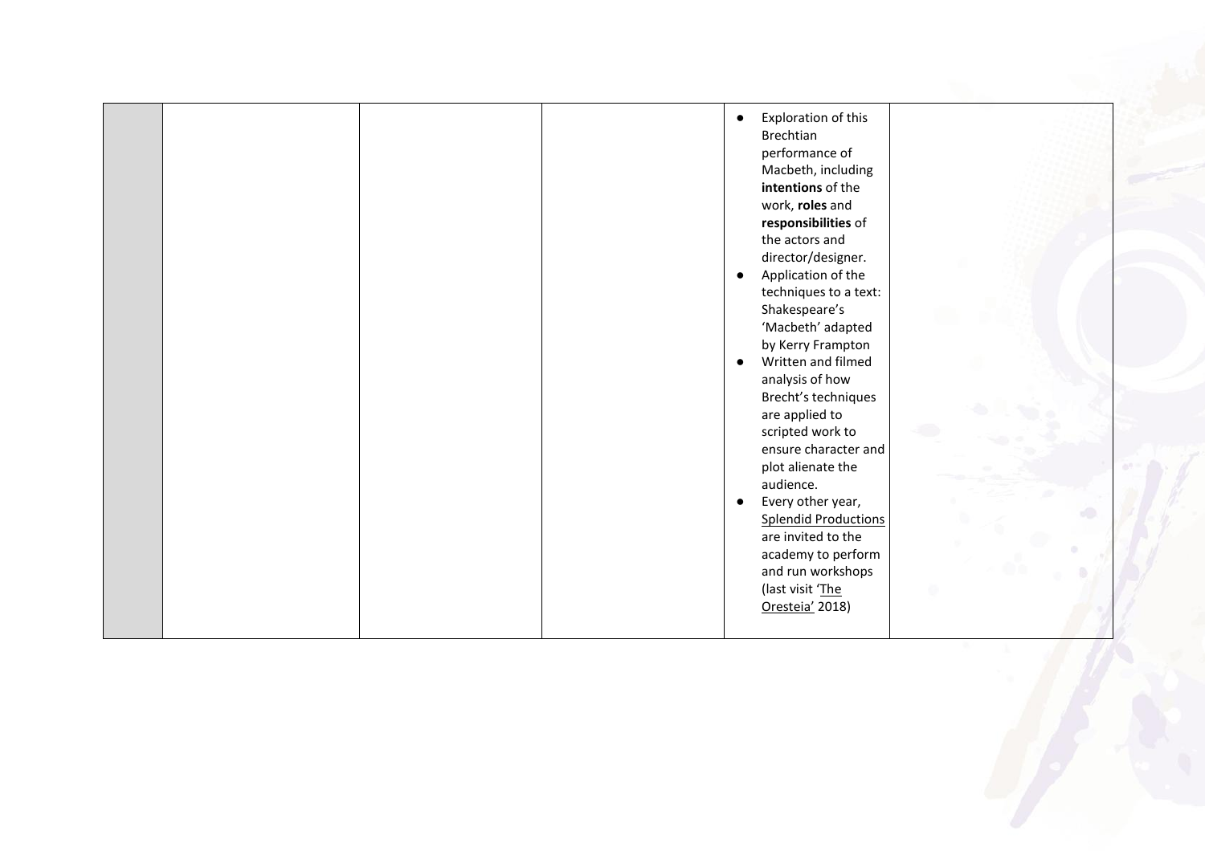| | | | | | |
|---|---|---|---|---|---|
| | | | | <ul><li>Exploration of this Brechtian performance of Macbeth, including **intentions** of the work, **roles** and **responsibilities** of the actors and director/designer.</li><li>Application of the techniques to a text: Shakespeare's 'Macbeth' adapted by Kerry Frampton</li><li>Written and filmed analysis of how Brecht's techniques are applied to scripted work to ensure character and plot alienate the audience.</li><li>Every other year, Splendid Productions are invited to the academy to perform and run workshops (last visit 'The Oresteia' 2018)</li></ul> | |